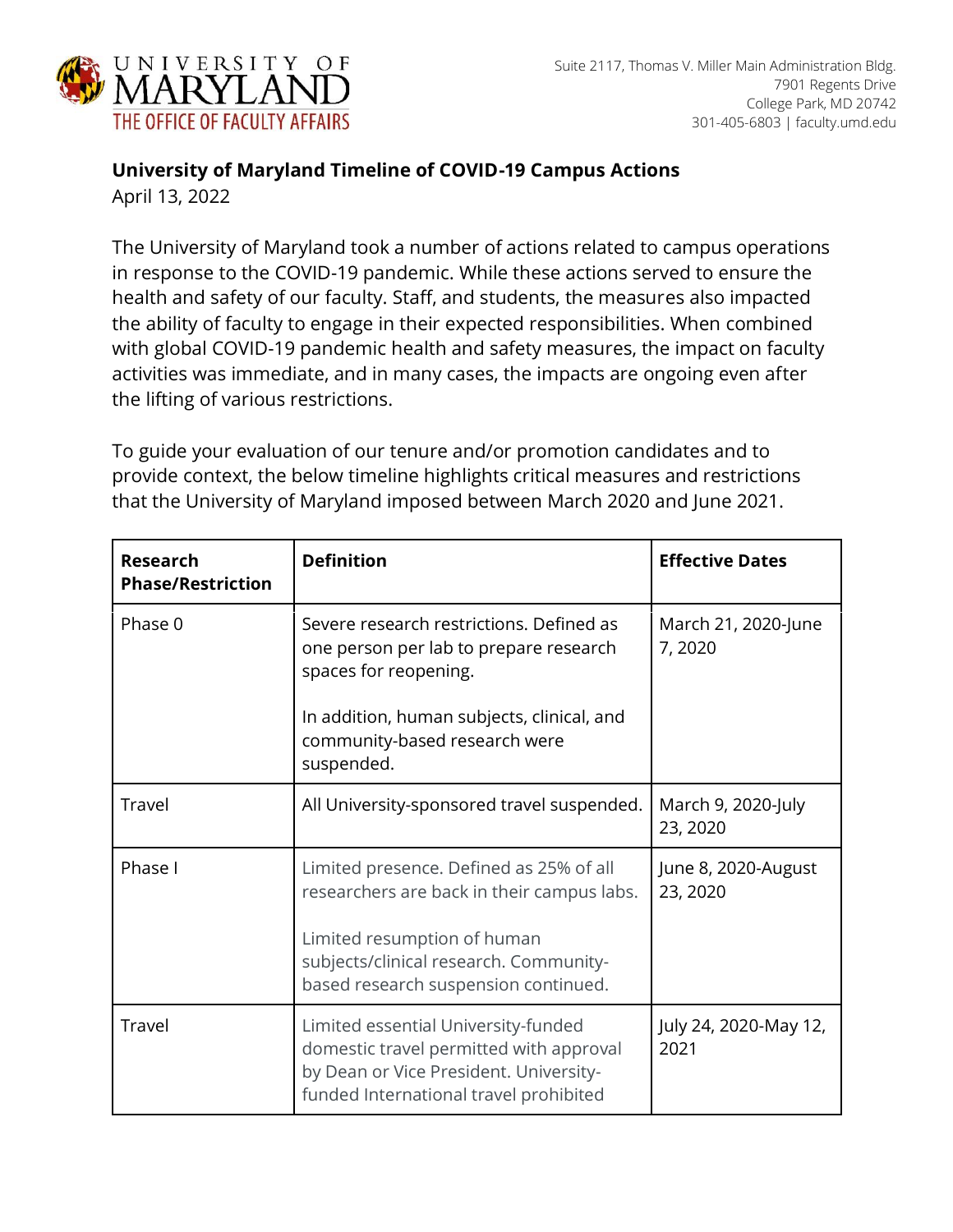UNIVERSITY OF MARYLAND
THE OFFICE OF FACULTY AFFAIRS

Suite 2117, Thomas V. Miller Main Administration Bldg.
7901 Regents Drive
College Park, MD 20742
301-405-6803 | faculty.umd.edu

**University of Maryland Timeline of COVID-19 Campus Actions**
April 13, 2022

The University of Maryland took a number of actions related to campus operations in response to the COVID-19 pandemic. While these actions served to ensure the health and safety of our faculty. Staff, and students, the measures also impacted the ability of faculty to engage in their expected responsibilities. When combined with global COVID-19 pandemic health and safety measures, the impact on faculty activities was immediate, and in many cases, the impacts are ongoing even after the lifting of various restrictions.

To guide your evaluation of our tenure and/or promotion candidates and to provide context, the below timeline highlights critical measures and restrictions that the University of Maryland imposed between March 2020 and June 2021.

| **Research Phase/Restriction** | **Definition** | **Effective Dates** |
|---|---|---|
| Phase 0 | Severe research restrictions. Defined as one person per lab to prepare research spaces for reopening.<br><br>In addition, human subjects, clinical, and community-based research were suspended. | March 21, 2020-June 7, 2020 |
| Travel | All University-sponsored travel suspended. | March 9, 2020-July 23, 2020 |
| Phase I | Limited presence. Defined as 25% of all researchers are back in their campus labs.<br><br>Limited resumption of human subjects/clinical research. Community-based research suspension continued. | June 8, 2020-August 23, 2020 |
| Travel | Limited essential University-funded domestic travel permitted with approval by Dean or Vice President. University-funded International travel prohibited | July 24, 2020-May 12, 2021 |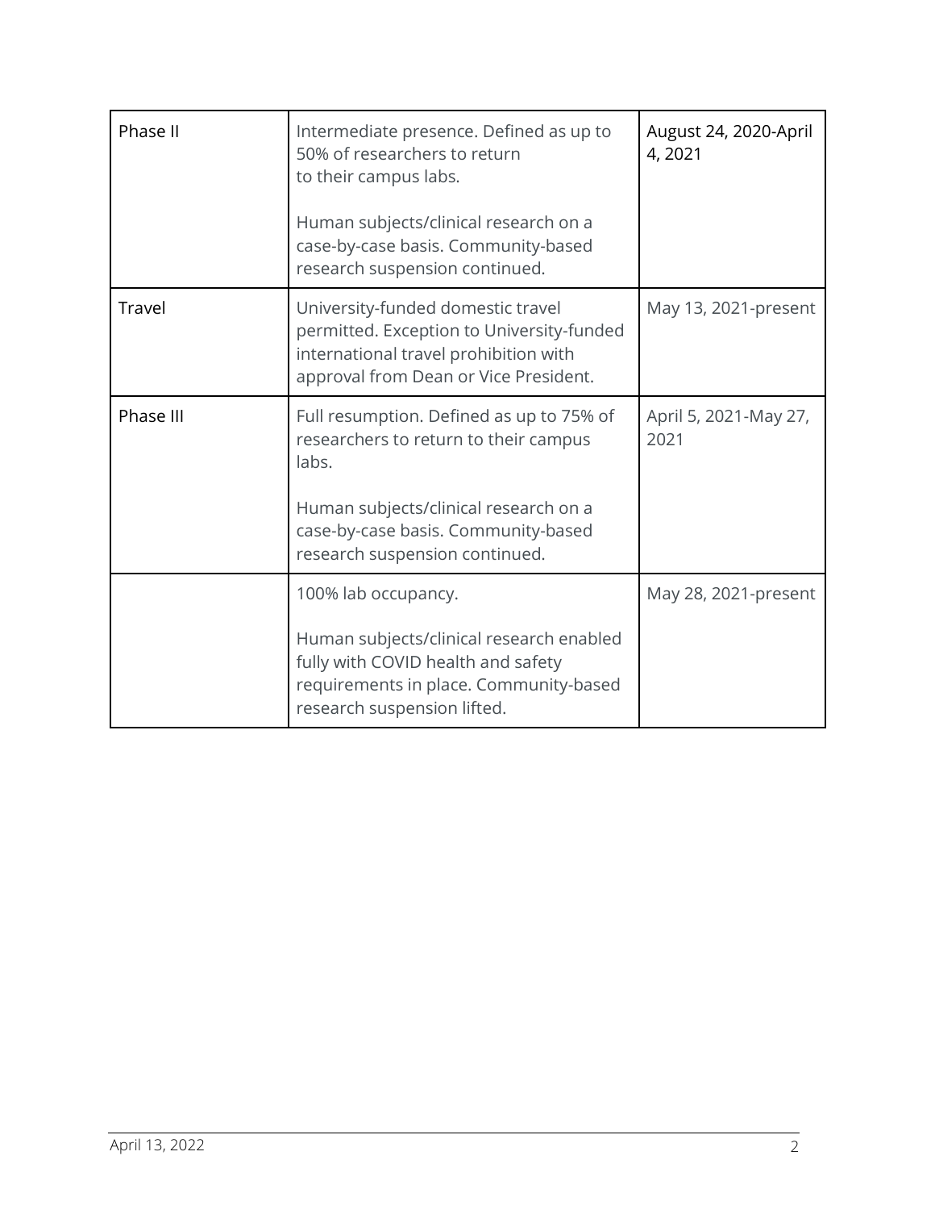| | | |
|---|---|---|
| Phase II | Intermediate presence. Defined as up to 50% of researchers to return to their campus labs.<br><br>Human subjects/clinical research on a case-by-case basis. Community-based research suspension continued. | August 24, 2020-April 4, 2021 |
| Travel | University-funded domestic travel permitted. Exception to University-funded international travel prohibition with approval from Dean or Vice President. | May 13, 2021-present |
| Phase III | Full resumption. Defined as up to 75% of researchers to return to their campus labs.<br><br>Human subjects/clinical research on a case-by-case basis. Community-based research suspension continued. | April 5, 2021-May 27, 2021 |
| | 100% lab occupancy.<br><br>Human subjects/clinical research enabled fully with COVID health and safety requirements in place. Community-based research suspension lifted. | May 28, 2021-present |

April 13, 2022